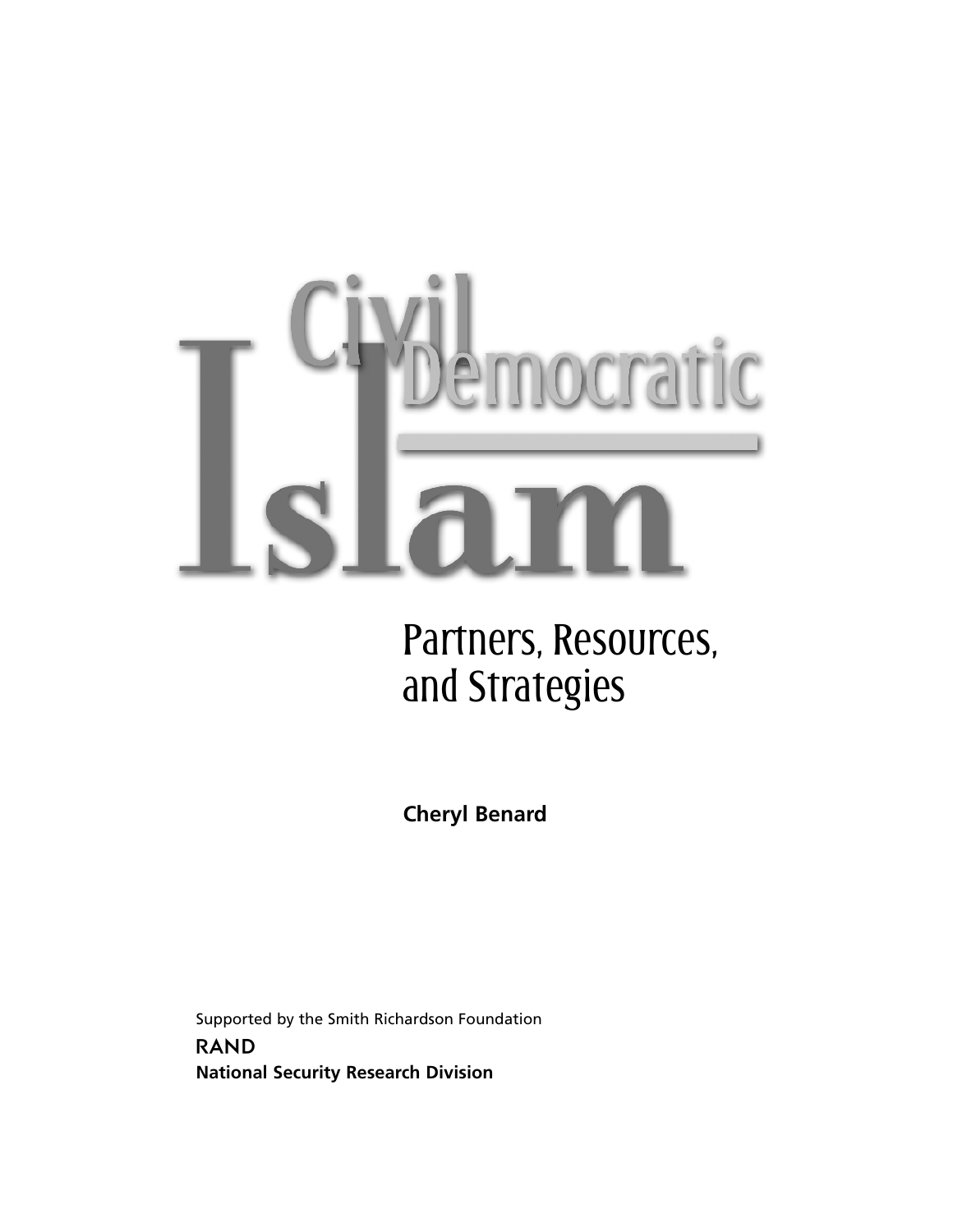# Civil Democratic Islam

## Partners, Resources, and Strategies

**Cheryl Benard**

Supported by the Smith Richardson Foundation

RAND

**National Security Research Division**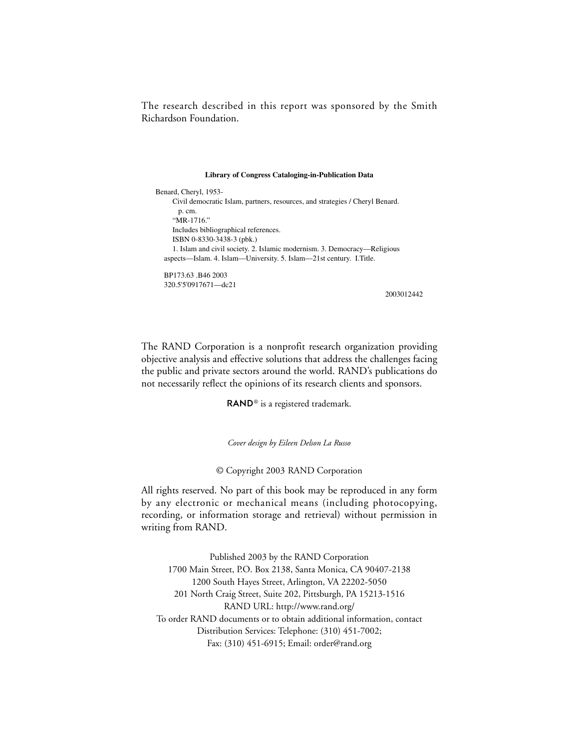The research described in this report was sponsored by the Smith Richardson Foundation.

**Library of Congress Cataloging-in-Publication Data**

Benard, Cheryl, 1953-
Civil democratic Islam, partners, resources, and strategies / Cheryl Benard.
p. cm.
"MR-1716."
Includes bibliographical references.
ISBN 0-8330-3438-3 (pbk.)
1. Islam and civil society. 2. Islamic modernism. 3. Democracy—Religious aspects—Islam. 4. Islam—University. 5. Islam—21st century. I.Title.

BP173.63 .B46 2003
320.5'5'0917671—dc21

2003012442

The RAND Corporation is a nonprofit research organization providing objective analysis and effective solutions that address the challenges facing the public and private sectors around the world. RAND's publications do not necessarily reflect the opinions of its research clients and sponsors.

RAND® is a registered trademark.

*Cover design by Eileen Delson La Russo*

© Copyright 2003 RAND Corporation

All rights reserved. No part of this book may be reproduced in any form by any electronic or mechanical means (including photocopying, recording, or information storage and retrieval) without permission in writing from RAND.

Published 2003 by the RAND Corporation
1700 Main Street, P.O. Box 2138, Santa Monica, CA 90407-2138
1200 South Hayes Street, Arlington, VA 22202-5050
201 North Craig Street, Suite 202, Pittsburgh, PA 15213-1516
RAND URL: http://www.rand.org/
To order RAND documents or to obtain additional information, contact
Distribution Services: Telephone: (310) 451-7002;
Fax: (310) 451-6915; Email: order@rand.org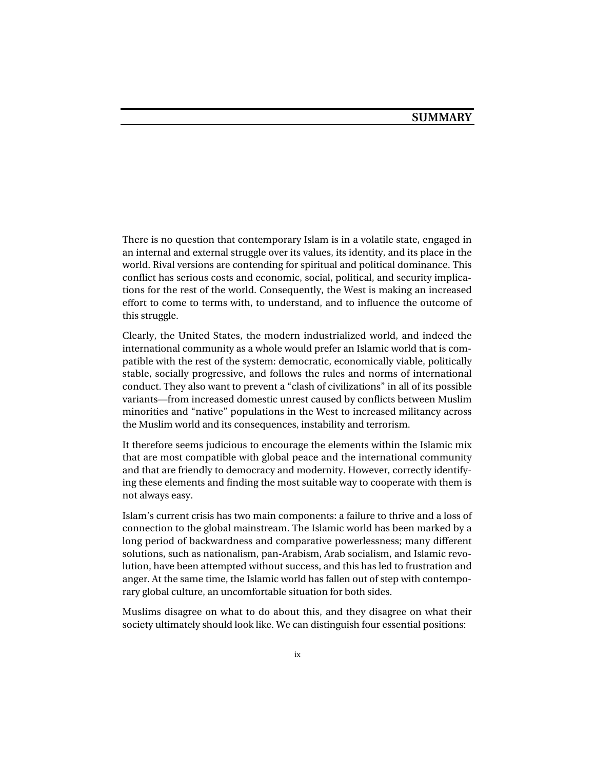# SUMMARY

There is no question that contemporary Islam is in a volatile state, engaged in an internal and external struggle over its values, its identity, and its place in the world. Rival versions are contending for spiritual and political dominance. This conflict has serious costs and economic, social, political, and security implications for the rest of the world. Consequently, the West is making an increased effort to come to terms with, to understand, and to influence the outcome of this struggle.

Clearly, the United States, the modern industrialized world, and indeed the international community as a whole would prefer an Islamic world that is compatible with the rest of the system: democratic, economically viable, politically stable, socially progressive, and follows the rules and norms of international conduct. They also want to prevent a "clash of civilizations" in all of its possible variants—from increased domestic unrest caused by conflicts between Muslim minorities and "native" populations in the West to increased militancy across the Muslim world and its consequences, instability and terrorism.

It therefore seems judicious to encourage the elements within the Islamic mix that are most compatible with global peace and the international community and that are friendly to democracy and modernity. However, correctly identifying these elements and finding the most suitable way to cooperate with them is not always easy.

Islam's current crisis has two main components: a failure to thrive and a loss of connection to the global mainstream. The Islamic world has been marked by a long period of backwardness and comparative powerlessness; many different solutions, such as nationalism, pan-Arabism, Arab socialism, and Islamic revolution, have been attempted without success, and this has led to frustration and anger. At the same time, the Islamic world has fallen out of step with contemporary global culture, an uncomfortable situation for both sides.

Muslims disagree on what to do about this, and they disagree on what their society ultimately should look like. We can distinguish four essential positions: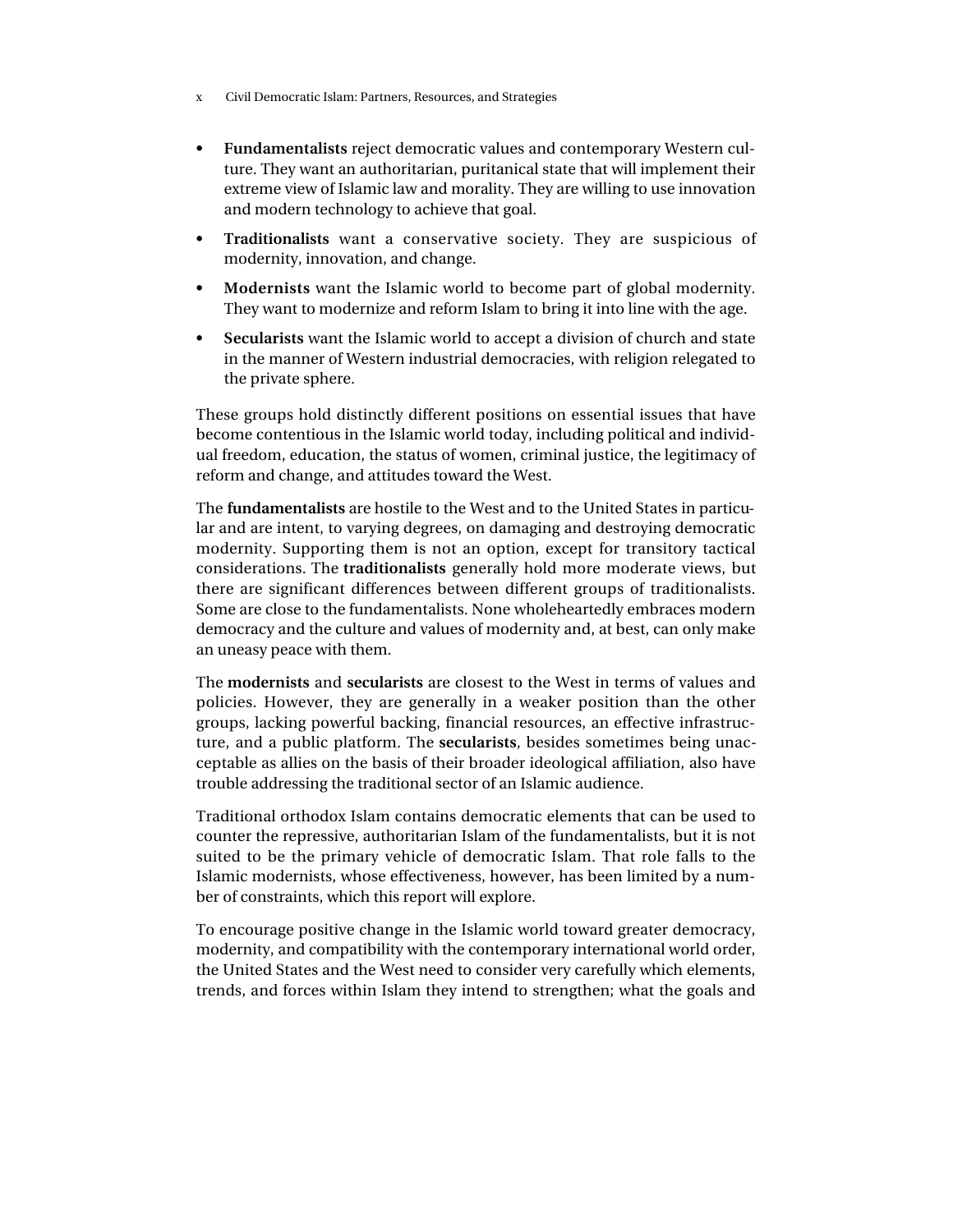- **Fundamentalists** reject democratic values and contemporary Western culture. They want an authoritarian, puritanical state that will implement their extreme view of Islamic law and morality. They are willing to use innovation and modern technology to achieve that goal.
- **Traditionalists** want a conservative society. They are suspicious of modernity, innovation, and change.
- **Modernists** want the Islamic world to become part of global modernity. They want to modernize and reform Islam to bring it into line with the age.
- **Secularists** want the Islamic world to accept a division of church and state in the manner of Western industrial democracies, with religion relegated to the private sphere.

These groups hold distinctly different positions on essential issues that have become contentious in the Islamic world today, including political and individual freedom, education, the status of women, criminal justice, the legitimacy of reform and change, and attitudes toward the West.

The **fundamentalists** are hostile to the West and to the United States in particular and are intent, to varying degrees, on damaging and destroying democratic modernity. Supporting them is not an option, except for transitory tactical considerations. The **traditionalists** generally hold more moderate views, but there are significant differences between different groups of traditionalists. Some are close to the fundamentalists. None wholeheartedly embraces modern democracy and the culture and values of modernity and, at best, can only make an uneasy peace with them.

The **modernists** and **secularists** are closest to the West in terms of values and policies. However, they are generally in a weaker position than the other groups, lacking powerful backing, financial resources, an effective infrastructure, and a public platform. The **secularists**, besides sometimes being unacceptable as allies on the basis of their broader ideological affiliation, also have trouble addressing the traditional sector of an Islamic audience.

Traditional orthodox Islam contains democratic elements that can be used to counter the repressive, authoritarian Islam of the fundamentalists, but it is not suited to be the primary vehicle of democratic Islam. That role falls to the Islamic modernists, whose effectiveness, however, has been limited by a number of constraints, which this report will explore.

To encourage positive change in the Islamic world toward greater democracy, modernity, and compatibility with the contemporary international world order, the United States and the West need to consider very carefully which elements, trends, and forces within Islam they intend to strengthen; what the goals and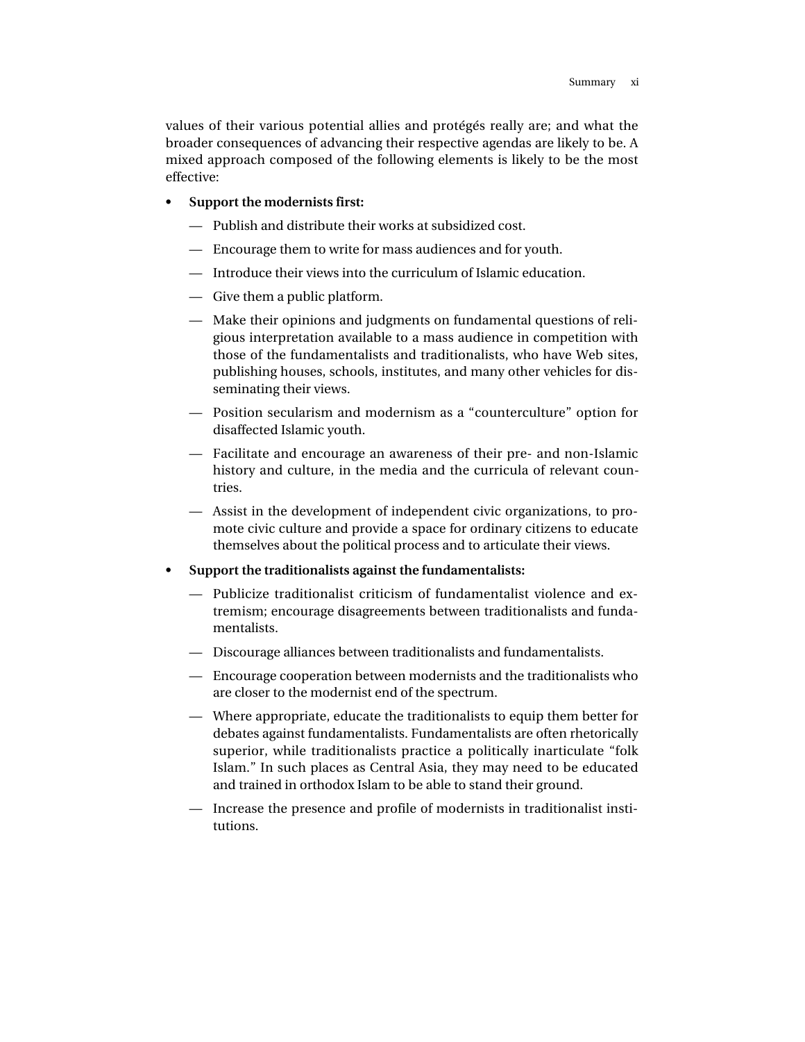values of their various potential allies and protégés really are; and what the broader consequences of advancing their respective agendas are likely to be. A mixed approach composed of the following elements is likely to be the most effective:

- **Support the modernists first:**
  - — Publish and distribute their works at subsidized cost.
  - — Encourage them to write for mass audiences and for youth.
  - — Introduce their views into the curriculum of Islamic education.
  - — Give them a public platform.
  - — Make their opinions and judgments on fundamental questions of religious interpretation available to a mass audience in competition with those of the fundamentalists and traditionalists, who have Web sites, publishing houses, schools, institutes, and many other vehicles for disseminating their views.
  - — Position secularism and modernism as a "counterculture" option for disaffected Islamic youth.
  - — Facilitate and encourage an awareness of their pre- and non-Islamic history and culture, in the media and the curricula of relevant countries.
  - — Assist in the development of independent civic organizations, to promote civic culture and provide a space for ordinary citizens to educate themselves about the political process and to articulate their views.
- **Support the traditionalists against the fundamentalists:**
  - — Publicize traditionalist criticism of fundamentalist violence and extremism; encourage disagreements between traditionalists and fundamentalists.
  - — Discourage alliances between traditionalists and fundamentalists.
  - — Encourage cooperation between modernists and the traditionalists who are closer to the modernist end of the spectrum.
  - — Where appropriate, educate the traditionalists to equip them better for debates against fundamentalists. Fundamentalists are often rhetorically superior, while traditionalists practice a politically inarticulate "folk Islam." In such places as Central Asia, they may need to be educated and trained in orthodox Islam to be able to stand their ground.
  - — Increase the presence and profile of modernists in traditionalist institutions.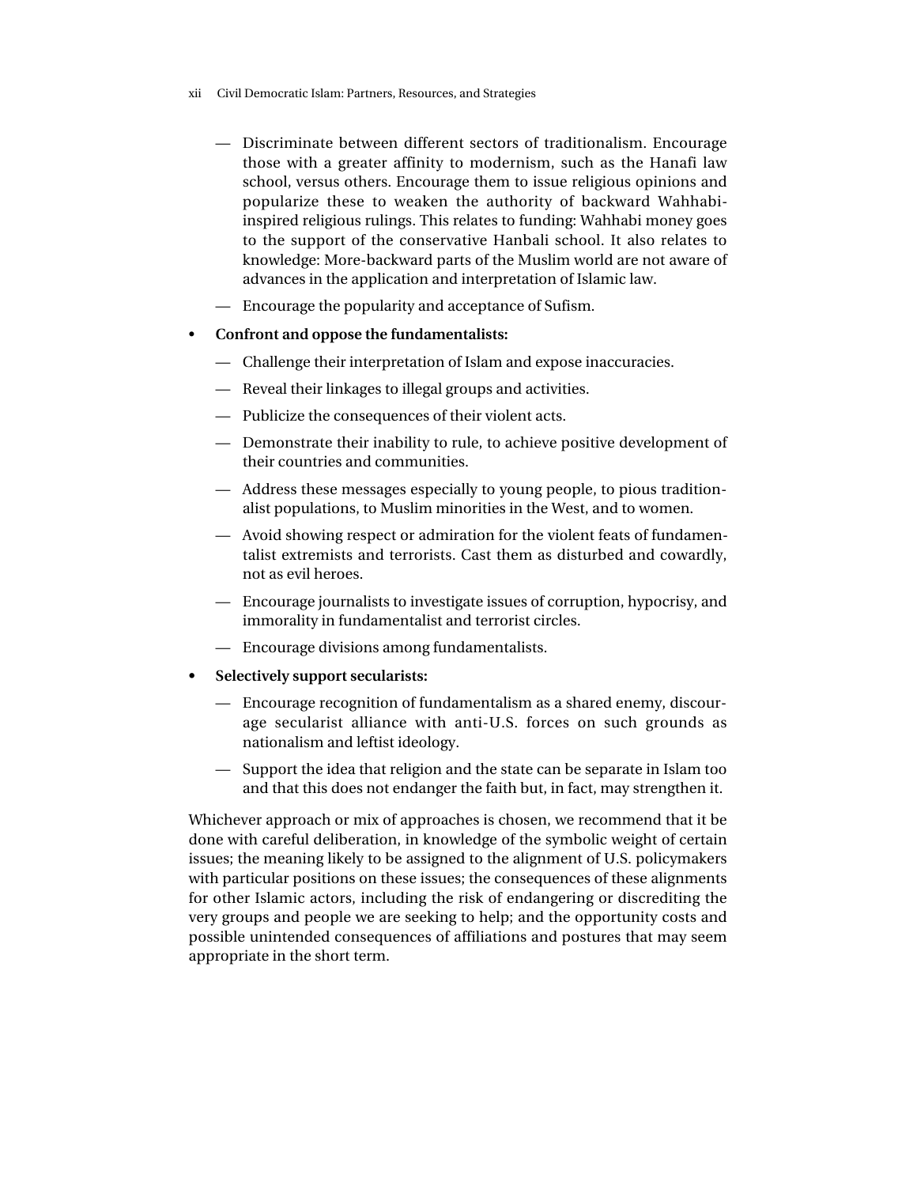- Discriminate between different sectors of traditionalism. Encourage those with a greater affinity to modernism, such as the Hanafi law school, versus others. Encourage them to issue religious opinions and popularize these to weaken the authority of backward Wahhabi-inspired religious rulings. This relates to funding: Wahhabi money goes to the support of the conservative Hanbali school. It also relates to knowledge: More-backward parts of the Muslim world are not aware of advances in the application and interpretation of Islamic law.
  - Encourage the popularity and acceptance of Sufism.

- **Confront and oppose the fundamentalists:**
  - Challenge their interpretation of Islam and expose inaccuracies.
  - Reveal their linkages to illegal groups and activities.
  - Publicize the consequences of their violent acts.
  - Demonstrate their inability to rule, to achieve positive development of their countries and communities.
  - Address these messages especially to young people, to pious traditionalist populations, to Muslim minorities in the West, and to women.
  - Avoid showing respect or admiration for the violent feats of fundamentalist extremists and terrorists. Cast them as disturbed and cowardly, not as evil heroes.
  - Encourage journalists to investigate issues of corruption, hypocrisy, and immorality in fundamentalist and terrorist circles.
  - Encourage divisions among fundamentalists.

- **Selectively support secularists:**
  - Encourage recognition of fundamentalism as a shared enemy, discourage secularist alliance with anti-U.S. forces on such grounds as nationalism and leftist ideology.
  - Support the idea that religion and the state can be separate in Islam too and that this does not endanger the faith but, in fact, may strengthen it.

Whichever approach or mix of approaches is chosen, we recommend that it be done with careful deliberation, in knowledge of the symbolic weight of certain issues; the meaning likely to be assigned to the alignment of U.S. policymakers with particular positions on these issues; the consequences of these alignments for other Islamic actors, including the risk of endangering or discrediting the very groups and people we are seeking to help; and the opportunity costs and possible unintended consequences of affiliations and postures that may seem appropriate in the short term.